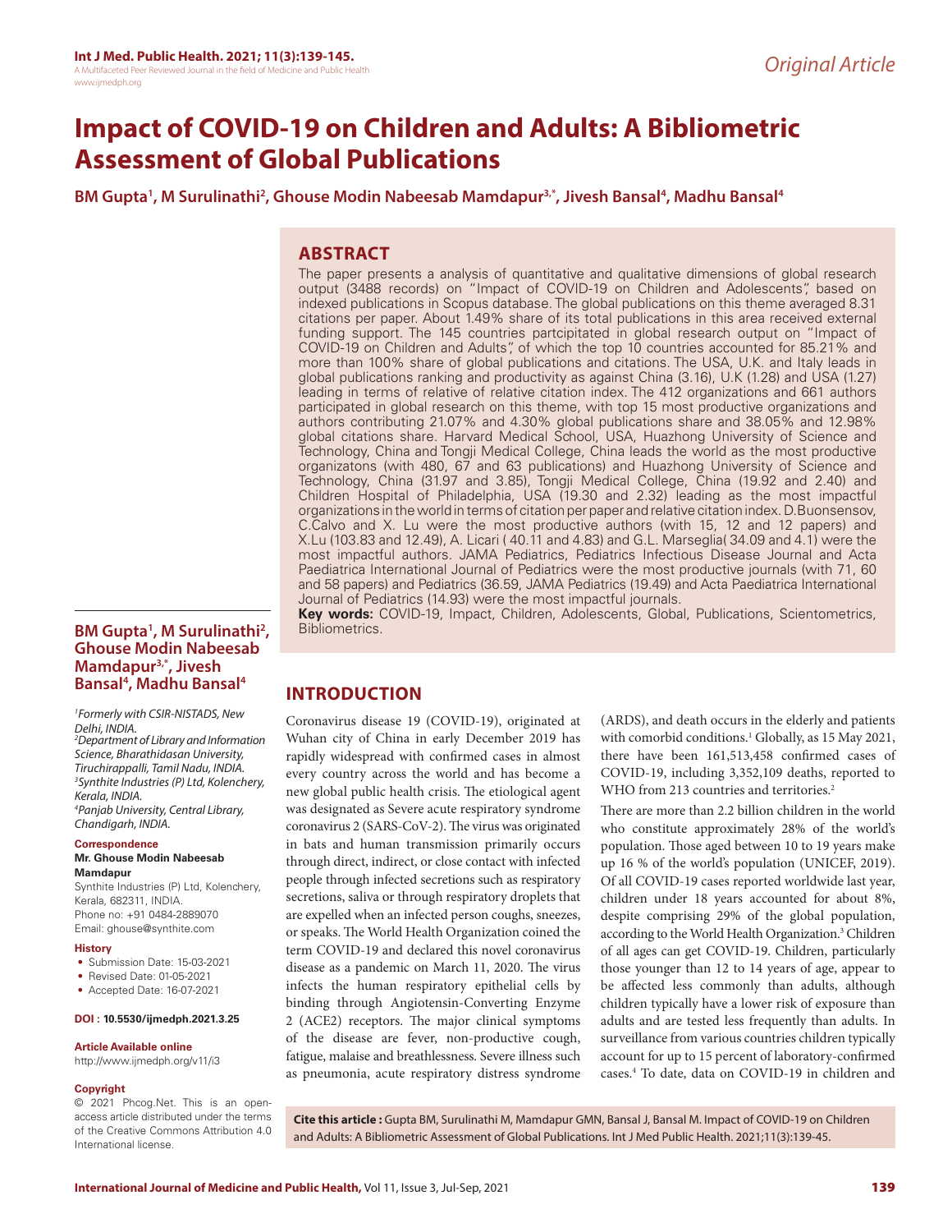Original Article

# Impact of COVID-19 on Children and Adults: A Bibliometric Assessment of Global Publications

**BM Gupta[1], M Surulinathi[2], Ghouse Modin Nabeesab Mamdapur[3,*], Jivesh Bansal[4], Madhu Bansal[4]**

## ABSTRACT

The paper presents a analysis of quantitative and qualitative dimensions of global research output (3488 records) on "Impact of COVID-19 on Children and Adolescents", based on indexed publications in Scopus database. The global publications on this theme averaged 8.31 citations per paper. About 1.49% share of its total publications in this area received external funding support. The 145 countries partcipitated in global research output on "Impact of COVID-19 on Children and Adults", of which the top 10 countries accounted for 85.21% and more than 100% share of global publications and citations. The USA, U.K. and Italy leads in global publications ranking and productivity as against China (3.16), U.K (1.28) and USA (1.27) leading in terms of relative of relative citation index. The 412 organizations and 661 authors participated in global research on this theme, with top 15 most productive organizations and authors contributing 21.07% and 4.30% global publications share and 38.05% and 12.98% global citations share. Harvard Medical School, USA, Huazhong University of Science and Technology, China and Tongji Medical College, China leads the world as the most productive organizatons (with 480, 67 and 63 publications) and Huazhong University of Science and Technology, China (31.97 and 3.85), Tongji Medical College, China (19.92 and 2.40) and Children Hospital of Philadelphia, USA (19.30 and 2.32) leading as the most impactful organizations in the world in terms of citation per paper and relative citation index. D.Buonsensov, C.Calvo and X. Lu were the most productive authors (with 15, 12 and 12 papers) and X.Lu (103.83 and 12.49), A. Licari ( 40.11 and 4.83) and G.L. Marseglia( 34.09 and 4.1) were the most impactful authors. JAMA Pediatrics, Pediatrics Infectious Disease Journal and Acta Paediatrica International Journal of Pediatrics were the most productive journals (with 71, 60 and 58 papers) and Pediatrics (36.59, JAMA Pediatrics (19.49) and Acta Paediatrica International Journal of Pediatrics (14.93) were the most impactful journals.

**Key words:** COVID-19, Impact, Children, Adolescents, Global, Publications, Scientometrics, Bibliometrics.

**BM Gupta[1], M Surulinathi[2], Ghouse Modin Nabeesab Mamdapur[3,*], Jivesh Bansal[4], Madhu Bansal[4]**

*[1]Formerly with CSIR-NISTADS, New Delhi, INDIA.*
*[2]Department of Library and Information Science, Bharathidasan University, Tiruchirappalli, Tamil Nadu, INDIA.*
*[3]Synthite Industries (P) Ltd, Kolenchery, Kerala, INDIA.*
*[4]Panjab University, Central Library, Chandigarh, INDIA.*

**Correspondence**

**Mr. Ghouse Modin Nabeesab Mamdapur**

Synthite Industries (P) Ltd, Kolenchery, Kerala, 682311, INDIA.
Phone no: +91 0484-2889070
Email: ghouse@synthite.com

**History**

- Submission Date: 15-03-2021
- Revised Date: 01-05-2021
- Accepted Date: 16-07-2021

**DOI : 10.5530/ijmedph.2021.3.25**

**Article Available online**

http://www.ijmedph.org/v11/i3

**Copyright**

© 2021 Phcog.Net. This is an open-access article distributed under the terms of the Creative Commons Attribution 4.0 International license.

## INTRODUCTION

Coronavirus disease 19 (COVID-19), originated at Wuhan city of China in early December 2019 has rapidly widespread with confirmed cases in almost every country across the world and has become a new global public health crisis. The etiological agent was designated as Severe acute respiratory syndrome coronavirus 2 (SARS-CoV-2). The virus was originated in bats and human transmission primarily occurs through direct, indirect, or close contact with infected people through infected secretions such as respiratory secretions, saliva or through respiratory droplets that are expelled when an infected person coughs, sneezes, or speaks. The World Health Organization coined the term COVID-19 and declared this novel coronavirus disease as a pandemic on March 11, 2020. The virus infects the human respiratory epithelial cells by binding through Angiotensin-Converting Enzyme 2 (ACE2) receptors. The major clinical symptoms of the disease are fever, non-productive cough, fatigue, malaise and breathlessness. Severe illness such as pneumonia, acute respiratory distress syndrome (ARDS), and death occurs in the elderly and patients with comorbid conditions.[1] Globally, as 15 May 2021, there have been 161,513,458 confirmed cases of COVID-19, including 3,352,109 deaths, reported to WHO from 213 countries and territories.[2]

There are more than 2.2 billion children in the world who constitute approximately 28% of the world's population. Those aged between 10 to 19 years make up 16 % of the world's population (UNICEF, 2019). Of all COVID-19 cases reported worldwide last year, children under 18 years accounted for about 8%, despite comprising 29% of the global population, according to the World Health Organization.[3] Children of all ages can get COVID-19. Children, particularly those younger than 12 to 14 years of age, appear to be affected less commonly than adults, although children typically have a lower risk of exposure than adults and are tested less frequently than adults. In surveillance from various countries children typically account for up to 15 percent of laboratory-confirmed cases.[4] To date, data on COVID-19 in children and

**Cite this article :** Gupta BM, Surulinathi M, Mamdapur GMN, Bansal J, Bansal M. Impact of COVID-19 on Children and Adults: A Bibliometric Assessment of Global Publications. Int J Med Public Health. 2021;11(3):139-45.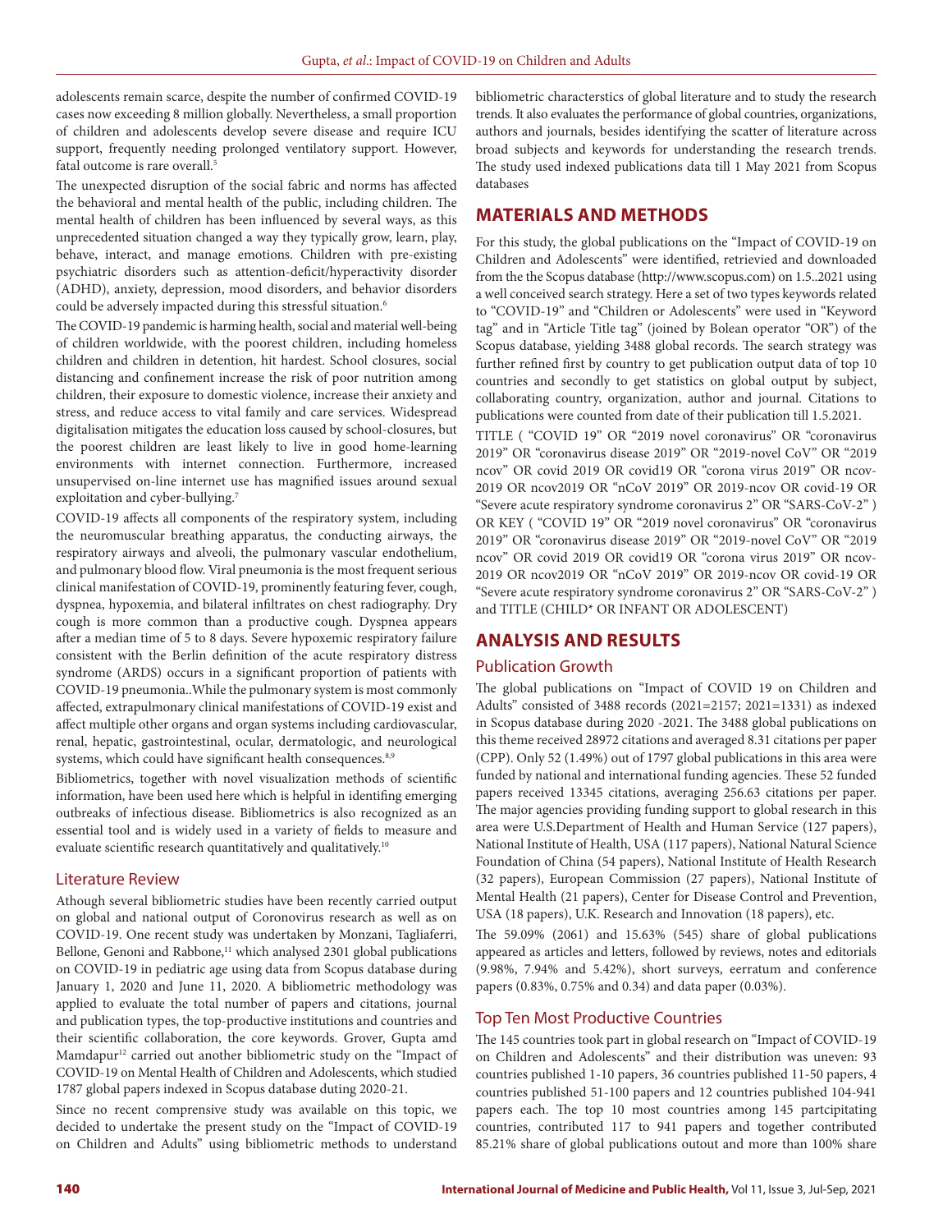adolescents remain scarce, despite the number of confirmed COVID-19 cases now exceeding 8 million globally. Nevertheless, a small proportion of children and adolescents develop severe disease and require ICU support, frequently needing prolonged ventilatory support. However, fatal outcome is rare overall.[5]

The unexpected disruption of the social fabric and norms has affected the behavioral and mental health of the public, including children. The mental health of children has been influenced by several ways, as this unprecedented situation changed a way they typically grow, learn, play, behave, interact, and manage emotions. Children with pre-existing psychiatric disorders such as attention-deficit/hyperactivity disorder (ADHD), anxiety, depression, mood disorders, and behavior disorders could be adversely impacted during this stressful situation.[6]

The COVID-19 pandemic is harming health, social and material well-being of children worldwide, with the poorest children, including homeless children and children in detention, hit hardest. School closures, social distancing and confinement increase the risk of poor nutrition among children, their exposure to domestic violence, increase their anxiety and stress, and reduce access to vital family and care services. Widespread digitalisation mitigates the education loss caused by school-closures, but the poorest children are least likely to live in good home-learning environments with internet connection. Furthermore, increased unsupervised on-line internet use has magnified issues around sexual exploitation and cyber-bullying.[7]

COVID-19 affects all components of the respiratory system, including the neuromuscular breathing apparatus, the conducting airways, the respiratory airways and alveoli, the pulmonary vascular endothelium, and pulmonary blood flow. Viral pneumonia is the most frequent serious clinical manifestation of COVID-19, prominently featuring fever, cough, dyspnea, hypoxemia, and bilateral infiltrates on chest radiography. Dry cough is more common than a productive cough. Dyspnea appears after a median time of 5 to 8 days. Severe hypoxemic respiratory failure consistent with the Berlin definition of the acute respiratory distress syndrome (ARDS) occurs in a significant proportion of patients with COVID-19 pneumonia..While the pulmonary system is most commonly affected, extrapulmonary clinical manifestations of COVID-19 exist and affect multiple other organs and organ systems including cardiovascular, renal, hepatic, gastrointestinal, ocular, dermatologic, and neurological systems, which could have significant health consequences.[8,9]

Bibliometrics, together with novel visualization methods of scientific information, have been used here which is helpful in identifing emerging outbreaks of infectious disease. Bibliometrics is also recognized as an essential tool and is widely used in a variety of fields to measure and evaluate scientific research quantitatively and qualitatively.[10]

### Literature Review

Athough several bibliometric studies have been recently carried output on global and national output of Coronovirus research as well as on COVID-19. One recent study was undertaken by Monzani, Tagliaferri, Bellone, Genoni and Rabbone,[11] which analysed 2301 global publications on COVID-19 in pediatric age using data from Scopus database during January 1, 2020 and June 11, 2020. A bibliometric methodology was applied to evaluate the total number of papers and citations, journal and publication types, the top-productive institutions and countries and their scientific collaboration, the core keywords. Grover, Gupta amd Mamdapur[12] carried out another bibliometric study on the "Impact of COVID-19 on Mental Health of Children and Adolescents, which studied 1787 global papers indexed in Scopus database duting 2020-21.

Since no recent comprensive study was available on this topic, we decided to undertake the present study on the "Impact of COVID-19 on Children and Adults" using bibliometric methods to understand bibliometric characterstics of global literature and to study the research trends. It also evaluates the performance of global countries, organizations, authors and journals, besides identifying the scatter of literature across broad subjects and keywords for understanding the research trends. The study used indexed publications data till 1 May 2021 from Scopus databases

## MATERIALS AND METHODS

For this study, the global publications on the "Impact of COVID-19 on Children and Adolescents" were identified, retrievied and downloaded from the the Scopus database (http://www.scopus.com) on 1.5..2021 using a well conceived search strategy. Here a set of two types keywords related to "COVID-19" and "Children or Adolescents" were used in "Keyword tag" and in "Article Title tag" (joined by Bolean operator "OR") of the Scopus database, yielding 3488 global records. The search strategy was further refined first by country to get publication output data of top 10 countries and secondly to get statistics on global output by subject, collaborating country, organization, author and journal. Citations to publications were counted from date of their publication till 1.5.2021.

TITLE ( "COVID 19" OR "2019 novel coronavirus" OR "coronavirus 2019" OR "coronavirus disease 2019" OR "2019-novel CoV" OR "2019 ncov" OR covid 2019 OR covid19 OR "corona virus 2019" OR ncov-2019 OR ncov2019 OR "nCoV 2019" OR 2019-ncov OR covid-19 OR "Severe acute respiratory syndrome coronavirus 2" OR "SARS-CoV-2" ) OR KEY ( "COVID 19" OR "2019 novel coronavirus" OR "coronavirus 2019" OR "coronavirus disease 2019" OR "2019-novel CoV" OR "2019 ncov" OR covid 2019 OR covid19 OR "corona virus 2019" OR ncov-2019 OR ncov2019 OR "nCoV 2019" OR 2019-ncov OR covid-19 OR "Severe acute respiratory syndrome coronavirus 2" OR "SARS-CoV-2" ) and TITLE (CHILD* OR INFANT OR ADOLESCENT)

## ANALYSIS AND RESULTS

### Publication Growth

The global publications on "Impact of COVID 19 on Children and Adults" consisted of 3488 records (2021=2157; 2021=1331) as indexed in Scopus database during 2020 -2021. The 3488 global publications on this theme received 28972 citations and averaged 8.31 citations per paper (CPP). Only 52 (1.49%) out of 1797 global publications in this area were funded by national and international funding agencies. These 52 funded papers received 13345 citations, averaging 256.63 citations per paper. The major agencies providing funding support to global research in this area were U.S.Department of Health and Human Service (127 papers), National Institute of Health, USA (117 papers), National Natural Science Foundation of China (54 papers), National Institute of Health Research (32 papers), European Commission (27 papers), National Institute of Mental Health (21 papers), Center for Disease Control and Prevention, USA (18 papers), U.K. Research and Innovation (18 papers), etc.

The 59.09% (2061) and 15.63% (545) share of global publications appeared as articles and letters, followed by reviews, notes and editorials (9.98%, 7.94% and 5.42%), short surveys, eerratum and conference papers (0.83%, 0.75% and 0.34) and data paper (0.03%).

### Top Ten Most Productive Countries

The 145 countries took part in global research on "Impact of COVID-19 on Children and Adolescents" and their distribution was uneven: 93 countries published 1-10 papers, 36 countries published 11-50 papers, 4 countries published 51-100 papers and 12 countries published 104-941 papers each. The top 10 most countries among 145 partcipitating countries, contributed 117 to 941 papers and together contributed 85.21% share of global publications outout and more than 100% share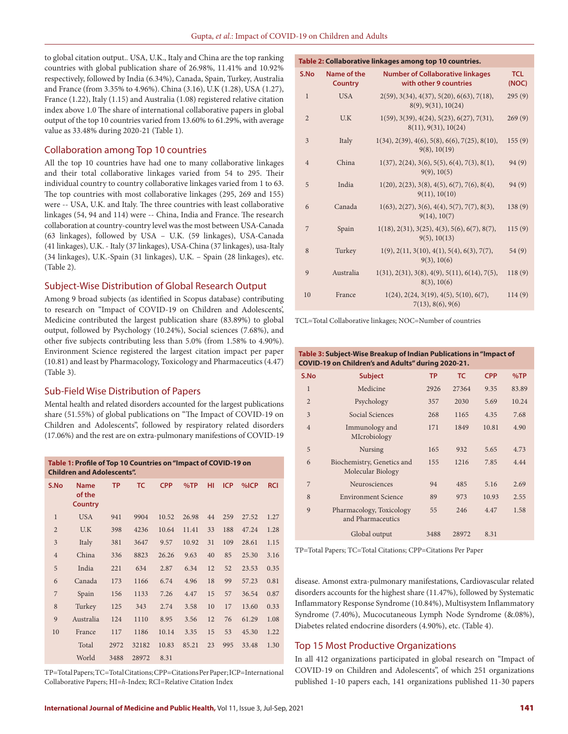to global citation output.. USA, U.K., Italy and China are the top ranking countries with global publication share of 26.98%, 11.41% and 10.92% respectively, followed by India (6.34%), Canada, Spain, Turkey, Australia and France (from 3.35% to 4.96%). China (3.16), U.K (1.28), USA (1.27), France (1.22), Italy (1.15) and Australia (1.08) registered relative citation index above 1.0 The share of international collaborative papers in global output of the top 10 countries varied from 13.60% to 61.29%, with average value as 33.48% during 2020-21 (Table 1).

## Collaboration among Top 10 countries

All the top 10 countries have had one to many collaborative linkages and their total collaborative linkages varied from 54 to 295. Their individual country to country collaborative linkages varied from 1 to 63. The top countries with most collaborative linkages (295, 269 and 155) were -- USA, U.K. and Italy. The three countries with least collaborative linkages (54, 94 and 114) were -- China, India and France. The research collaboration at country-country level was the most between USA-Canada (63 linkages), followed by USA – U.K. (59 linkages), USA-Canada (41 linkages), U.K. - Italy (37 linkages), USA-China (37 linkages), usa-Italy (34 linkages), U.K.-Spain (31 linkages), U.K. – Spain (28 linkages), etc. (Table 2).

## Subject-Wise Distribution of Global Research Output

Among 9 broad subjects (as identified in Scopus database) contributing to research on "Impact of COVID-19 on Children and Adolescents", Medicine contributed the largest publication share (83.89%) to global output, followed by Psychology (10.24%), Social sciences (7.68%), and other five subjects contributing less than 5.0% (from 1.58% to 4.90%). Environment Science registered the largest citation impact per paper (10.81) and least by Pharmacology, Toxicology and Pharmaceutics (4.47) (Table 3).

## Sub-Field Wise Distribution of Papers

Mental health and related disorders accounted for the largest publications share (51.55%) of global publications on "The Impact of COVID-19 on Children and Adolescents", followed by respiratory related disorders (17.06%) and the rest are on extra-pulmonary manifestions of COVID-19 disease. Amonst extra-pulmonary manifestations, Cardiovascular related disorders accounts for the highest share (11.47%), followed by Systematic Inflammatory Response Syndrome (10.84%), Multisystem Inflammatory Syndrome (7.40%), Mucocutaneous Lymph Node Syndrome (&.08%), Diabetes related endocrine disorders (4.90%), etc. (Table 4).

**Table 1: Profile of Top 10 Countries on "Impact of COVID-19 on Children and Adolescents".**

| S.No | Name of the Country | TP | TC | CPP | %TP | HI | ICP | %ICP | RCI |
|---|---|---|---|---|---|---|---|---|---|
| 1 | USA | 941 | 9904 | 10.52 | 26.98 | 44 | 259 | 27.52 | 1.27 |
| 2 | U.K | 398 | 4236 | 10.64 | 11.41 | 33 | 188 | 47.24 | 1.28 |
| 3 | Italy | 381 | 3647 | 9.57 | 10.92 | 31 | 109 | 28.61 | 1.15 |
| 4 | China | 336 | 8823 | 26.26 | 9.63 | 40 | 85 | 25.30 | 3.16 |
| 5 | India | 221 | 634 | 2.87 | 6.34 | 12 | 52 | 23.53 | 0.35 |
| 6 | Canada | 173 | 1166 | 6.74 | 4.96 | 18 | 99 | 57.23 | 0.81 |
| 7 | Spain | 156 | 1133 | 7.26 | 4.47 | 15 | 57 | 36.54 | 0.87 |
| 8 | Turkey | 125 | 343 | 2.74 | 3.58 | 10 | 17 | 13.60 | 0.33 |
| 9 | Australia | 124 | 1110 | 8.95 | 3.56 | 12 | 76 | 61.29 | 1.08 |
| 10 | France | 117 | 1186 | 10.14 | 3.35 | 15 | 53 | 45.30 | 1.22 |
| | Total | 2972 | 32182 | 10.83 | 85.21 | 23 | 995 | 33.48 | 1.30 |
| | World | 3488 | 28972 | 8.31 | | | | | |

TP=Total Papers; TC=Total Citations; CPP=Citations Per Paper; ICP=International Collaborative Papers; HI=*h*-Index; RCI=Relative Citation Index

**Table 2: Collaborative linkages among top 10 countries.**

| S.No | Name of the Country | Number of Collaborative linkages with other 9 countries | TCL (NOC) |
|---|---|---|---|
| 1 | USA | 2(59), 3(34), 4(37), 5(20), 6(63), 7(18), 8(9), 9(31), 10(24) | 295 (9) |
| 2 | U.K | 1(59), 3(39), 4(24), 5(23), 6(27), 7(31), 8(11), 9(31), 10(24) | 269 (9) |
| 3 | Italy | 1(34), 2(39), 4(6), 5(8), 6(6), 7(25), 8(10), 9(8), 10(19) | 155 (9) |
| 4 | China | 1(37), 2(24), 3(6), 5(5), 6(4), 7(3), 8(1), 9(9), 10(5) | 94 (9) |
| 5 | India | 1(20), 2(23), 3(8), 4(5), 6(7), 7(6), 8(4), 9(11), 10(10) | 94 (9) |
| 6 | Canada | 1(63), 2(27), 3(6), 4(4), 5(7), 7(7), 8(3), 9(14), 10(7) | 138 (9) |
| 7 | Spain | 1(18), 2(31), 3(25), 4(3), 5(6), 6(7), 8(7), 9(5), 10(13) | 115 (9) |
| 8 | Turkey | 1(9), 2(11, 3(10), 4(1), 5(4), 6(3), 7(7), 9(3), 10(6) | 54 (9) |
| 9 | Australia | 1(31), 2(31), 3(8), 4(9), 5(11), 6(14), 7(5), 8(3), 10(6) | 118 (9) |
| 10 | France | 1(24), 2(24, 3(19), 4(5), 5(10), 6(7), 7(13), 8(6), 9(6) | 114 (9) |

TCL=Total Collaborative linkages; NOC=Number of countries

**Table 3: Subject-Wise Breakup of Indian Publications in "Impact of COVID-19 on Children's and Adults" during 2020-21.**

| S.No | Subject | TP | TC | CPP | %TP |
|---|---|---|---|---|---|
| 1 | Medicine | 2926 | 27364 | 9.35 | 83.89 |
| 2 | Psychology | 357 | 2030 | 5.69 | 10.24 |
| 3 | Social Sciences | 268 | 1165 | 4.35 | 7.68 |
| 4 | Immunology and MIcrobiology | 171 | 1849 | 10.81 | 4.90 |
| 5 | Nursing | 165 | 932 | 5.65 | 4.73 |
| 6 | Biochemistry, Genetics and Molecular Biology | 155 | 1216 | 7.85 | 4.44 |
| 7 | Neurosciences | 94 | 485 | 5.16 | 2.69 |
| 8 | Environment Science | 89 | 973 | 10.93 | 2.55 |
| 9 | Pharmacology, Toxicology and Pharmaceutics | 55 | 246 | 4.47 | 1.58 |
| | Global output | 3488 | 28972 | 8.31 | |

TP=Total Papers; TC=Total Citations; CPP=Citations Per Paper

## Top 15 Most Productive Organizations

In all 412 organizations participated in global research on "Impact of COVID-19 on Children and Adolescents", of which 251 organizations published 1-10 papers each, 141 organizations published 11-30 papers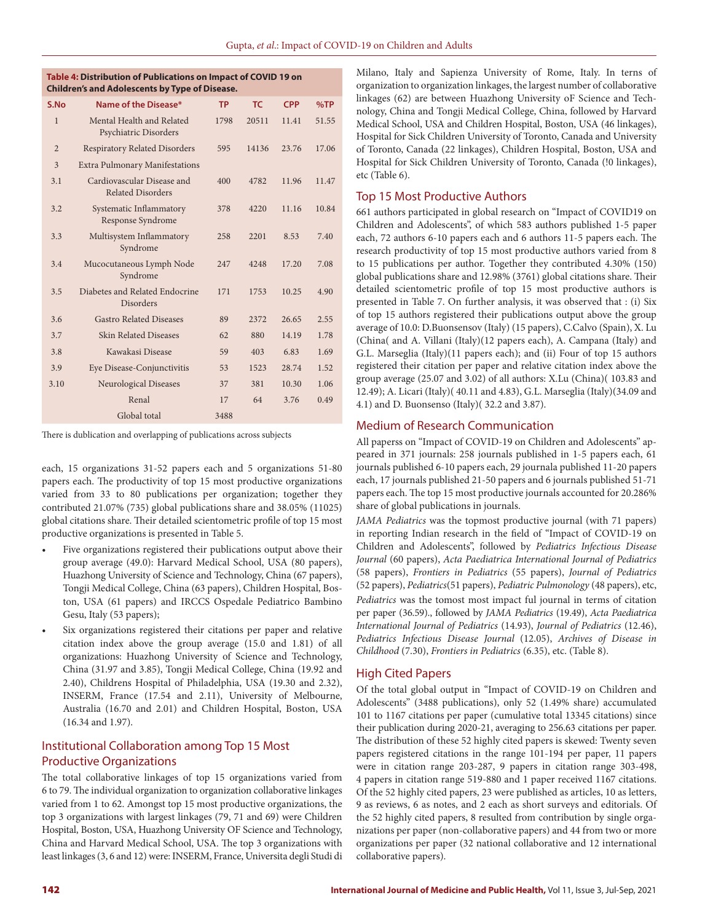**Table 4: Distribution of Publications on Impact of COVID 19 on Children's and Adolescents by Type of Disease.**

| S.No | Name of the Disease* | TP | TC | CPP | %TP |
|---|---|---|---|---|---|
| 1 | Mental Health and Related Psychiatric Disorders | 1798 | 20511 | 11.41 | 51.55 |
| 2 | Respiratory Related Disorders | 595 | 14136 | 23.76 | 17.06 |
| 3 | Extra Pulmonary Manifestations | | | | |
| 3.1 | Cardiovascular Disease and Related Disorders | 400 | 4782 | 11.96 | 11.47 |
| 3.2 | Systematic Inflammatory Response Syndrome | 378 | 4220 | 11.16 | 10.84 |
| 3.3 | Multisystem Inflammatory Syndrome | 258 | 2201 | 8.53 | 7.40 |
| 3.4 | Mucocutaneous Lymph Node Syndrome | 247 | 4248 | 17.20 | 7.08 |
| 3.5 | Diabetes and Related Endocrine Disorders | 171 | 1753 | 10.25 | 4.90 |
| 3.6 | Gastro Related Diseases | 89 | 2372 | 26.65 | 2.55 |
| 3.7 | Skin Related Diseases | 62 | 880 | 14.19 | 1.78 |
| 3.8 | Kawakasi Disease | 59 | 403 | 6.83 | 1.69 |
| 3.9 | Eye Disease-Conjunctivitis | 53 | 1523 | 28.74 | 1.52 |
| 3.10 | Neurological Diseases | 37 | 381 | 10.30 | 1.06 |
| | Renal | 17 | 64 | 3.76 | 0.49 |
| | Global total | 3488 | | | |

There is dublication and overlapping of publications across subjects

each, 15 organizations 31-52 papers each and 5 organizations 51-80 papers each. The productivity of top 15 most productive organizations varied from 33 to 80 publications per organization; together they contributed 21.07% (735) global publications share and 38.05% (11025) global citations share. Their detailed scientometric profile of top 15 most productive organizations is presented in Table 5.

- Five organizations registered their publications output above their group average (49.0): Harvard Medical School, USA (80 papers), Huazhong University of Science and Technology, China (67 papers), Tongji Medical College, China (63 papers), Children Hospital, Boston, USA (61 papers) and IRCCS Ospedale Pediatrico Bambino Gesu, Italy (53 papers);
- Six organizations registered their citations per paper and relative citation index above the group average (15.0 and 1.81) of all organizations: Huazhong University of Science and Technology, China (31.97 and 3.85), Tongji Medical College, China (19.92 and 2.40), Childrens Hospital of Philadelphia, USA (19.30 and 2.32), INSERM, France (17.54 and 2.11), University of Melbourne, Australia (16.70 and 2.01) and Children Hospital, Boston, USA (16.34 and 1.97).

## Institutional Collaboration among Top 15 Most Productive Organizations

The total collaborative linkages of top 15 organizations varied from 6 to 79. The individual organization to organization collaborative linkages varied from 1 to 62. Amongst top 15 most productive organizations, the top 3 organizations with largest linkages (79, 71 and 69) were Children Hospital, Boston, USA, Huazhong University OF Science and Technology, China and Harvard Medical School, USA. The top 3 organizations with least linkages (3, 6 and 12) were: INSERM, France, Universita degli Studi di Milano, Italy and Sapienza University of Rome, Italy. In terns of organization to organization linkages, the largest number of collaborative linkages (62) are between Huazhong University oF Science and Technology, China and Tongji Medical College, China, followed by Harvard Medical School, USA and Children Hospital, Boston, USA (46 linkages), Hospital for Sick Children University of Toronto, Canada and University of Toronto, Canada (22 linkages), Children Hospital, Boston, USA and Hospital for Sick Children University of Toronto, Canada (!0 linkages), etc (Table 6).

## Top 15 Most Productive Authors

661 authors participated in global research on "Impact of COVID19 on Children and Adolescents", of which 583 authors published 1-5 paper each, 72 authors 6-10 papers each and 6 authors 11-5 papers each. The research productivity of top 15 most productive authors varied from 8 to 15 publications per author. Together they contributed 4.30% (150) global publications share and 12.98% (3761) global citations share. Their detailed scientometric profile of top 15 most productive authors is presented in Table 7. On further analysis, it was observed that : (i) Six of top 15 authors registered their publications output above the group average of 10.0: D.Buonsensov (Italy) (15 papers), C.Calvo (Spain), X. Lu (China( and A. Villani (Italy)(12 papers each), A. Campana (Italy) and G.L. Marseglia (Italy)(11 papers each); and (ii) Four of top 15 authors registered their citation per paper and relative citation index above the group average (25.07 and 3.02) of all authors: X.Lu (China)( 103.83 and 12.49); A. Licari (Italy)( 40.11 and 4.83), G.L. Marseglia (Italy)(34.09 and 4.1) and D. Buonsenso (Italy)( 32.2 and 3.87).

## Medium of Research Communication

All paperss on "Impact of COVID-19 on Children and Adolescents" appeared in 371 journals: 258 journals published in 1-5 papers each, 61 journals published 6-10 papers each, 29 journala published 11-20 papers each, 17 journals published 21-50 papers and 6 journals published 51-71 papers each. The top 15 most productive journals accounted for 20.286% share of global publications in journals.

*JAMA Pediatrics* was the topmost productive journal (with 71 papers) in reporting Indian research in the field of "Impact of COVID-19 on Children and Adolescents", followed by *Pediatrics Infectious Disease Journal* (60 papers), *Acta Paediatrica International Journal of Pediatrics* (58 papers), *Frontiers in Pediatrics* (55 papers), *Journal of Pediatrics* (52 papers), *Pediatrics*(51 papers), *Pediatric Pulmonology* (48 papers), etc, *Pediatrics* was the tomost most impact ful journal in terms of citation per paper (36.59)., followed by *JAMA Pediatrics* (19.49), *Acta Paediatrica International Journal of Pediatrics* (14.93), *Journal of Pediatrics* (12.46), *Pediatrics Infectious Disease Journal* (12.05), *Archives of Disease in Childhood* (7.30), *Frontiers in Pediatrics* (6.35), etc. (Table 8).

## High Cited Papers

Of the total global output in "Impact of COVID-19 on Children and Adolescents" (3488 publications), only 52 (1.49% share) accumulated 101 to 1167 citations per paper (cumulative total 13345 citations) since their publication during 2020-21, averaging to 256.63 citations per paper. The distribution of these 52 highly cited papers is skewed: Twenty seven papers registered citations in the range 101-194 per paper, 11 papers were in citation range 203-287, 9 papers in citation range 303-498, 4 papers in citation range 519-880 and 1 paper received 1167 citations. Of the 52 highly cited papers, 23 were published as articles, 10 as letters, 9 as reviews, 6 as notes, and 2 each as short surveys and editorials. Of the 52 highly cited papers, 8 resulted from contribution by single organizations per paper (non-collaborative papers) and 44 from two or more organizations per paper (32 national collaborative and 12 international collaborative papers).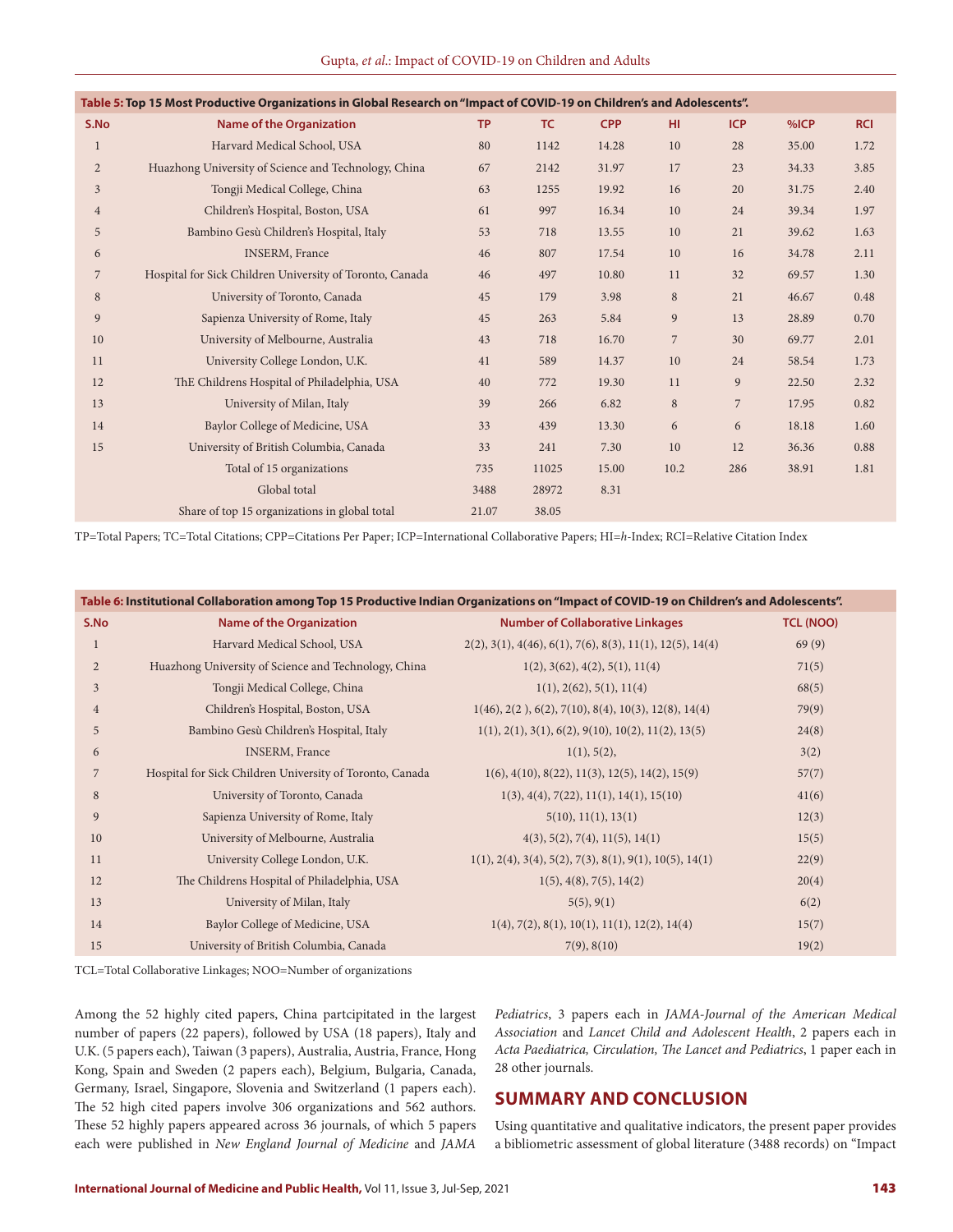**Table 5: Top 15 Most Productive Organizations in Global Research on "Impact of COVID-19 on Children's and Adolescents".**

| S.No | Name of the Organization | TP | TC | CPP | HI | ICP | %ICP | RCI |
|---|---|---|---|---|---|---|---|---|
| 1 | Harvard Medical School, USA | 80 | 1142 | 14.28 | 10 | 28 | 35.00 | 1.72 |
| 2 | Huazhong University of Science and Technology, China | 67 | 2142 | 31.97 | 17 | 23 | 34.33 | 3.85 |
| 3 | Tongji Medical College, China | 63 | 1255 | 19.92 | 16 | 20 | 31.75 | 2.40 |
| 4 | Children's Hospital, Boston, USA | 61 | 997 | 16.34 | 10 | 24 | 39.34 | 1.97 |
| 5 | Bambino Gesù Children's Hospital, Italy | 53 | 718 | 13.55 | 10 | 21 | 39.62 | 1.63 |
| 6 | INSERM, France | 46 | 807 | 17.54 | 10 | 16 | 34.78 | 2.11 |
| 7 | Hospital for Sick Children University of Toronto, Canada | 46 | 497 | 10.80 | 11 | 32 | 69.57 | 1.30 |
| 8 | University of Toronto, Canada | 45 | 179 | 3.98 | 8 | 21 | 46.67 | 0.48 |
| 9 | Sapienza University of Rome, Italy | 45 | 263 | 5.84 | 9 | 13 | 28.89 | 0.70 |
| 10 | University of Melbourne, Australia | 43 | 718 | 16.70 | 7 | 30 | 69.77 | 2.01 |
| 11 | University College London, U.K. | 41 | 589 | 14.37 | 10 | 24 | 58.54 | 1.73 |
| 12 | ThE Childrens Hospital of Philadelphia, USA | 40 | 772 | 19.30 | 11 | 9 | 22.50 | 2.32 |
| 13 | University of Milan, Italy | 39 | 266 | 6.82 | 8 | 7 | 17.95 | 0.82 |
| 14 | Baylor College of Medicine, USA | 33 | 439 | 13.30 | 6 | 6 | 18.18 | 1.60 |
| 15 | University of British Columbia, Canada | 33 | 241 | 7.30 | 10 | 12 | 36.36 | 0.88 |
| | Total of 15 organizations | 735 | 11025 | 15.00 | 10.2 | 286 | 38.91 | 1.81 |
| | Global total | 3488 | 28972 | 8.31 | | | | |
| | Share of top 15 organizations in global total | 21.07 | 38.05 | | | | | |

TP=Total Papers; TC=Total Citations; CPP=Citations Per Paper; ICP=International Collaborative Papers; HI=*h*-Index; RCI=Relative Citation Index

**Table 6: Institutional Collaboration among Top 15 Productive Indian Organizations on "Impact of COVID-19 on Children's and Adolescents".**

| S.No | Name of the Organization | Number of Collaborative Linkages | TCL (NOO) |
|---|---|---|---|
| 1 | Harvard Medical School, USA | 2(2), 3(1), 4(46), 6(1), 7(6), 8(3), 11(1), 12(5), 14(4) | 69 (9) |
| 2 | Huazhong University of Science and Technology, China | 1(2), 3(62), 4(2), 5(1), 11(4) | 71(5) |
| 3 | Tongji Medical College, China | 1(1), 2(62), 5(1), 11(4) | 68(5) |
| 4 | Children's Hospital, Boston, USA | 1(46), 2(2 ), 6(2), 7(10), 8(4), 10(3), 12(8), 14(4) | 79(9) |
| 5 | Bambino Gesù Children's Hospital, Italy | 1(1), 2(1), 3(1), 6(2), 9(10), 10(2), 11(2), 13(5) | 24(8) |
| 6 | INSERM, France | 1(1), 5(2), | 3(2) |
| 7 | Hospital for Sick Children University of Toronto, Canada | 1(6), 4(10), 8(22), 11(3), 12(5), 14(2), 15(9) | 57(7) |
| 8 | University of Toronto, Canada | 1(3), 4(4), 7(22), 11(1), 14(1), 15(10) | 41(6) |
| 9 | Sapienza University of Rome, Italy | 5(10), 11(1), 13(1) | 12(3) |
| 10 | University of Melbourne, Australia | 4(3), 5(2), 7(4), 11(5), 14(1) | 15(5) |
| 11 | University College London, U.K. | 1(1), 2(4), 3(4), 5(2), 7(3), 8(1), 9(1), 10(5), 14(1) | 22(9) |
| 12 | The Childrens Hospital of Philadelphia, USA | 1(5), 4(8), 7(5), 14(2) | 20(4) |
| 13 | University of Milan, Italy | 5(5), 9(1) | 6(2) |
| 14 | Baylor College of Medicine, USA | 1(4), 7(2), 8(1), 10(1), 11(1), 12(2), 14(4) | 15(7) |
| 15 | University of British Columbia, Canada | 7(9), 8(10) | 19(2) |

TCL=Total Collaborative Linkages; NOO=Number of organizations

Among the 52 highly cited papers, China partcipitated in the largest number of papers (22 papers), followed by USA (18 papers), Italy and U.K. (5 papers each), Taiwan (3 papers), Australia, Austria, France, Hong Kong, Spain and Sweden (2 papers each), Belgium, Bulgaria, Canada, Germany, Israel, Singapore, Slovenia and Switzerland (1 papers each). The 52 high cited papers involve 306 organizations and 562 authors. These 52 highly papers appeared across 36 journals, of which 5 papers each were published in *New England Journal of Medicine* and *JAMA Pediatrics*, 3 papers each in *JAMA-Journal of the American Medical Association* and *Lancet Child and Adolescent Health*, 2 papers each in *Acta Paediatrica, Circulation, The Lancet and Pediatrics*, 1 paper each in 28 other journals.

## SUMMARY AND CONCLUSION

Using quantitative and qualitative indicators, the present paper provides a bibliometric assessment of global literature (3488 records) on "Impact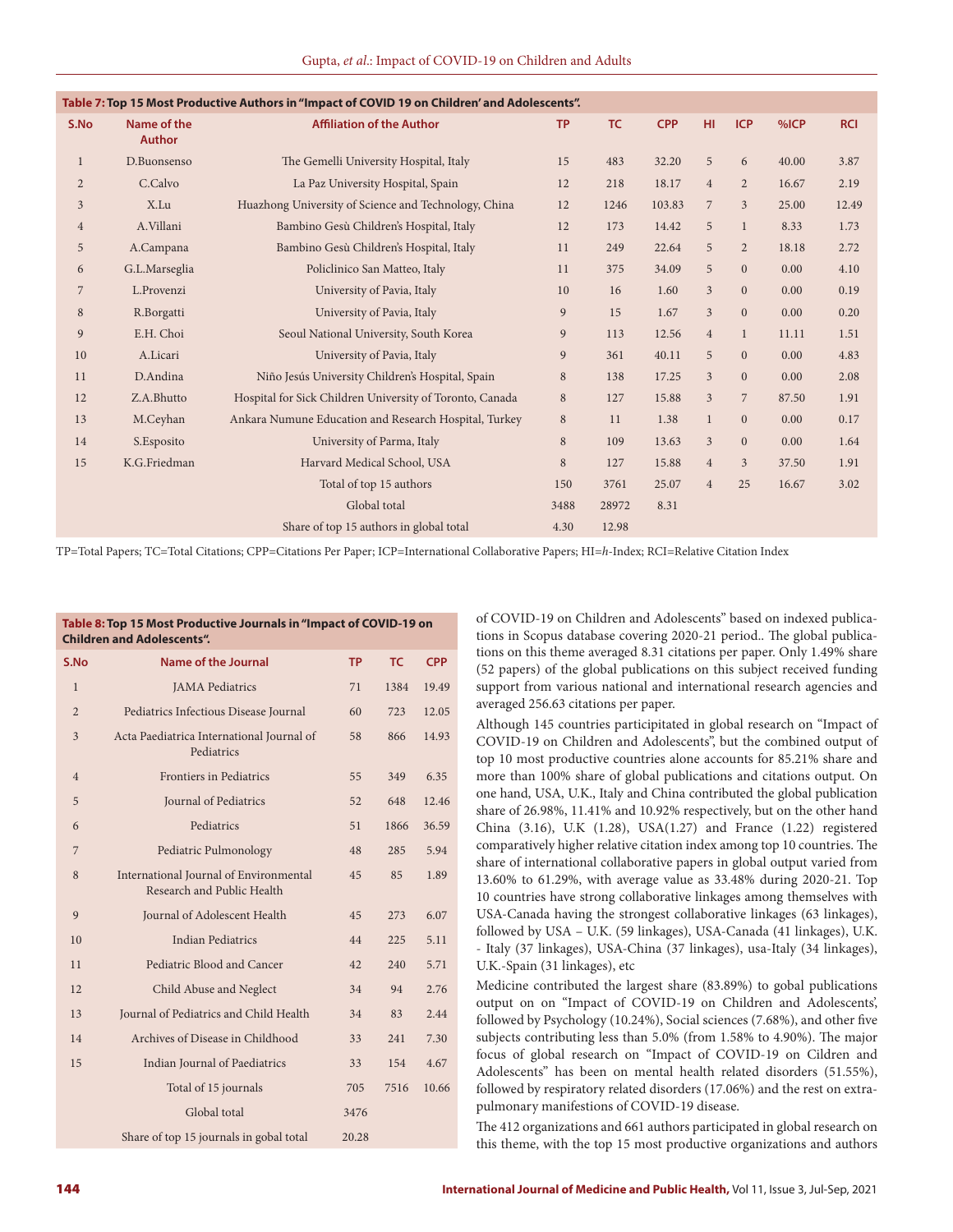**Table 7: Top 15 Most Productive Authors in "Impact of COVID 19 on Children' and Adolescents".**

| S.No | Name of the Author | Affiliation of the Author | TP | TC | CPP | HI | ICP | %ICP | RCI |
|---|---|---|---|---|---|---|---|---|---|
| 1 | D.Buonsenso | The Gemelli University Hospital, Italy | 15 | 483 | 32.20 | 5 | 6 | 40.00 | 3.87 |
| 2 | C.Calvo | La Paz University Hospital, Spain | 12 | 218 | 18.17 | 4 | 2 | 16.67 | 2.19 |
| 3 | X.Lu | Huazhong University of Science and Technology, China | 12 | 1246 | 103.83 | 7 | 3 | 25.00 | 12.49 |
| 4 | A.Villani | Bambino Gesù Children's Hospital, Italy | 12 | 173 | 14.42 | 5 | 1 | 8.33 | 1.73 |
| 5 | A.Campana | Bambino Gesù Children's Hospital, Italy | 11 | 249 | 22.64 | 5 | 2 | 18.18 | 2.72 |
| 6 | G.L.Marseglia | Policlinico San Matteo, Italy | 11 | 375 | 34.09 | 5 | 0 | 0.00 | 4.10 |
| 7 | L.Provenzi | University of Pavia, Italy | 10 | 16 | 1.60 | 3 | 0 | 0.00 | 0.19 |
| 8 | R.Borgatti | University of Pavia, Italy | 9 | 15 | 1.67 | 3 | 0 | 0.00 | 0.20 |
| 9 | E.H. Choi | Seoul National University, South Korea | 9 | 113 | 12.56 | 4 | 1 | 11.11 | 1.51 |
| 10 | A.Licari | University of Pavia, Italy | 9 | 361 | 40.11 | 5 | 0 | 0.00 | 4.83 |
| 11 | D.Andina | Niño Jesús University Children's Hospital, Spain | 8 | 138 | 17.25 | 3 | 0 | 0.00 | 2.08 |
| 12 | Z.A.Bhutto | Hospital for Sick Children University of Toronto, Canada | 8 | 127 | 15.88 | 3 | 7 | 87.50 | 1.91 |
| 13 | M.Ceyhan | Ankara Numune Education and Research Hospital, Turkey | 8 | 11 | 1.38 | 1 | 0 | 0.00 | 0.17 |
| 14 | S.Esposito | University of Parma, Italy | 8 | 109 | 13.63 | 3 | 0 | 0.00 | 1.64 |
| 15 | K.G.Friedman | Harvard Medical School, USA | 8 | 127 | 15.88 | 4 | 3 | 37.50 | 1.91 |
| | | Total of top 15 authors | 150 | 3761 | 25.07 | 4 | 25 | 16.67 | 3.02 |
| | | Global total | 3488 | 28972 | 8.31 | | | | |
| | | Share of top 15 authors in global total | 4.30 | 12.98 | | | | | |

TP=Total Papers; TC=Total Citations; CPP=Citations Per Paper; ICP=International Collaborative Papers; HI=*h*-Index; RCI=Relative Citation Index

**Table 8: Top 15 Most Productive Journals in "Impact of COVID-19 on Children and Adolescents".**

| S.No | Name of the Journal | TP | TC | CPP |
|---|---|---|---|---|
| 1 | JAMA Pediatrics | 71 | 1384 | 19.49 |
| 2 | Pediatrics Infectious Disease Journal | 60 | 723 | 12.05 |
| 3 | Acta Paediatrica International Journal of Pediatrics | 58 | 866 | 14.93 |
| 4 | Frontiers in Pediatrics | 55 | 349 | 6.35 |
| 5 | Journal of Pediatrics | 52 | 648 | 12.46 |
| 6 | Pediatrics | 51 | 1866 | 36.59 |
| 7 | Pediatric Pulmonology | 48 | 285 | 5.94 |
| 8 | International Journal of Environmental Research and Public Health | 45 | 85 | 1.89 |
| 9 | Journal of Adolescent Health | 45 | 273 | 6.07 |
| 10 | Indian Pediatrics | 44 | 225 | 5.11 |
| 11 | Pediatric Blood and Cancer | 42 | 240 | 5.71 |
| 12 | Child Abuse and Neglect | 34 | 94 | 2.76 |
| 13 | Journal of Pediatrics and Child Health | 34 | 83 | 2.44 |
| 14 | Archives of Disease in Childhood | 33 | 241 | 7.30 |
| 15 | Indian Journal of Paediatrics | 33 | 154 | 4.67 |
| | Total of 15 journals | 705 | 7516 | 10.66 |
| | Global total | 3476 | | |
| | Share of top 15 journals in gobal total | 20.28 | | |

of COVID-19 on Children and Adolescents" based on indexed publications in Scopus database covering 2020-21 period.. The global publications on this theme averaged 8.31 citations per paper. Only 1.49% share (52 papers) of the global publications on this subject received funding support from various national and international research agencies and averaged 256.63 citations per paper.

Although 145 countries participitated in global research on "Impact of COVID-19 on Children and Adolescents", but the combined output of top 10 most productive countries alone accounts for 85.21% share and more than 100% share of global publications and citations output. On one hand, USA, U.K., Italy and China contributed the global publication share of 26.98%, 11.41% and 10.92% respectively, but on the other hand China (3.16), U.K (1.28), USA(1.27) and France (1.22) registered comparatively higher relative citation index among top 10 countries. The share of international collaborative papers in global output varied from 13.60% to 61.29%, with average value as 33.48% during 2020-21. Top 10 countries have strong collaborative linkages among themselves with USA-Canada having the strongest collaborative linkages (63 linkages), followed by USA – U.K. (59 linkages), USA-Canada (41 linkages), U.K. - Italy (37 linkages), USA-China (37 linkages), usa-Italy (34 linkages), U.K.-Spain (31 linkages), etc

Medicine contributed the largest share (83.89%) to gobal publications output on on "Impact of COVID-19 on Children and Adolescents', followed by Psychology (10.24%), Social sciences (7.68%), and other five subjects contributing less than 5.0% (from 1.58% to 4.90%). The major focus of global research on "Impact of COVID-19 on Cildren and Adolescents" has been on mental health related disorders (51.55%), followed by respiratory related disorders (17.06%) and the rest on extra-pulmonary manifestions of COVID-19 disease.

The 412 organizations and 661 authors participated in global research on this theme, with the top 15 most productive organizations and authors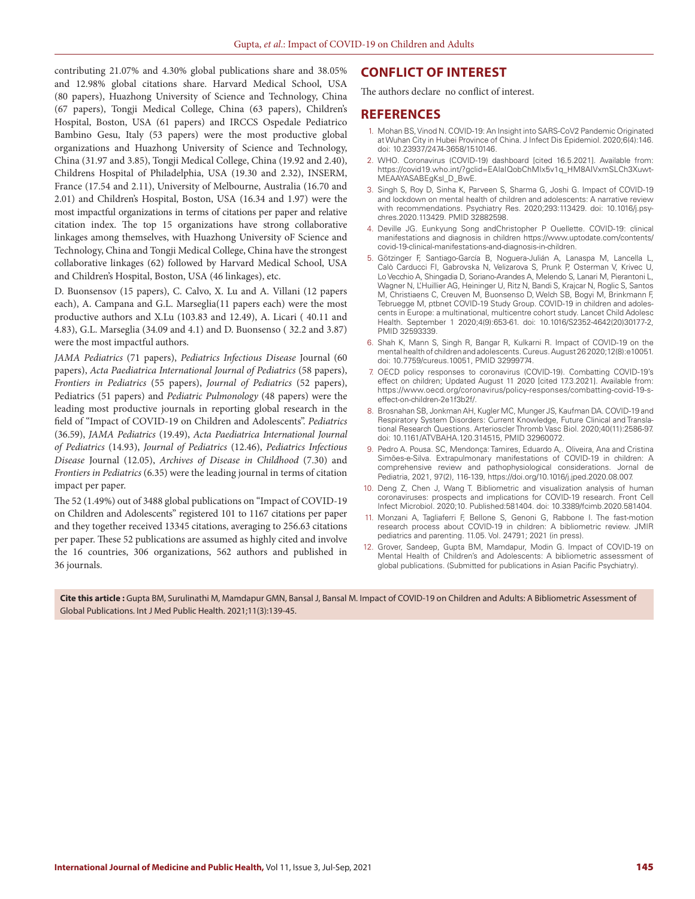contributing 21.07% and 4.30% global publications share and 38.05% and 12.98% global citations share. Harvard Medical School, USA (80 papers), Huazhong University of Science and Technology, China (67 papers), Tongji Medical College, China (63 papers), Children's Hospital, Boston, USA (61 papers) and IRCCS Ospedale Pediatrico Bambino Gesu, Italy (53 papers) were the most productive global organizations and Huazhong University of Science and Technology, China (31.97 and 3.85), Tongji Medical College, China (19.92 and 2.40), Childrens Hospital of Philadelphia, USA (19.30 and 2.32), INSERM, France (17.54 and 2.11), University of Melbourne, Australia (16.70 and 2.01) and Children's Hospital, Boston, USA (16.34 and 1.97) were the most impactful organizations in terms of citations per paper and relative citation index. The top 15 organizations have strong collaborative linkages among themselves, with Huazhong University oF Science and Technology, China and Tongji Medical College, China have the strongest collaborative linkages (62) followed by Harvard Medical School, USA and Children's Hospital, Boston, USA (46 linkages), etc.

D. Buonsensov (15 papers), C. Calvo, X. Lu and A. Villani (12 papers each), A. Campana and G.L. Marseglia(11 papers each) were the most productive authors and X.Lu (103.83 and 12.49), A. Licari ( 40.11 and 4.83), G.L. Marseglia (34.09 and 4.1) and D. Buonsenso ( 32.2 and 3.87) were the most impactful authors.

*JAMA Pediatrics* (71 papers), *Pediatrics Infectious Disease* Journal (60 papers), *Acta Paediatrica International Journal of Pediatrics* (58 papers), *Frontiers in Pediatrics* (55 papers), *Journal of Pediatrics* (52 papers), Pediatrics (51 papers) and *Pediatric Pulmonology* (48 papers) were the leading most productive journals in reporting global research in the field of "Impact of COVID-19 on Children and Adolescents". *Pediatrics* (36.59), *JAMA Pediatrics* (19.49), *Acta Paediatrica International Journal of Pediatrics* (14.93), *Journal of Pediatrics* (12.46), *Pediatrics Infectious Disease* Journal (12.05), *Archives of Disease in Childhood* (7.30) and *Frontiers in Pediatrics* (6.35) were the leading journal in terms of citation impact per paper.

The 52 (1.49%) out of 3488 global publications on "Impact of COVID-19 on Children and Adolescents" registered 101 to 1167 citations per paper and they together received 13345 citations, averaging to 256.63 citations per paper. These 52 publications are assumed as highly cited and involve the 16 countries, 306 organizations, 562 authors and published in 36 journals.

## CONFLICT OF INTEREST

The authors declare no conflict of interest.

## REFERENCES

1. Mohan BS, Vinod N. COVID-19: An Insight into SARS-CoV2 Pandemic Originated at Wuhan City in Hubei Province of China. J Infect Dis Epidemiol. 2020;6(4):146. doi: 10.23937/2474-3658/1510146.
2. WHO. Coronavirus (COVID-19) dashboard [cited 16.5.2021]. Available from: https://covid19.who.int/?gclid=EAIaIQobChMIx5v1q_HM8AIVxmSLCh3Xuwt-MEAAYASABEgKsl_D_BwE.
3. Singh S, Roy D, Sinha K, Parveen S, Sharma G, Joshi G. Impact of COVID-19 and lockdown on mental health of children and adolescents: A narrative review with recommendations. Psychiatry Res. 2020;293:113429. doi: 10.1016/j.psychres.2020.113429. PMID 32882598.
4. Deville JG. Eunkyung Song andChristopher P Ouellette. COVID-19: clinical manifestations and diagnosis in children https://www.uptodate.com/contents/covid-19-clinical-manifestations-and-diagnosis-in-children.
5. Götzinger F, Santiago-García B, Noguera-Julián A, Lanaspa M, Lancella L, Calò Carducci FI, Gabrovska N, Velizarova S, Prunk P, Osterman V, Krivec U, Lo Vecchio A, Shingadia D, Soriano-Arandes A, Melendo S, Lanari M, Pierantoni L, Wagner N, L'Huillier AG, Heininger U, Ritz N, Bandi S, Krajcar N, Roglic S, Santos M, Christiaens C, Creuven M, Buonsenso D, Welch SB, Bogyi M, Brinkmann F, Tebruegge M, ptbnet COVID-19 Study Group. COVID-19 in children and adolescents in Europe: a multinational, multicentre cohort study. Lancet Child Adolesc Health. September 1 2020;4(9):653-61. doi: 10.1016/S2352-4642(20)30177-2, PMID 32593339.
6. Shah K, Mann S, Singh R, Bangar R, Kulkarni R. Impact of COVID-19 on the mental health of children and adolescents. Cureus. August 26 2020;12(8):e10051. doi: 10.7759/cureus.10051, PMID 32999774.
7. OECD policy responses to coronavirus (COVID-19). Combatting COVID-19's effect on children; Updated August 11 2020 [cited 17.3.2021]. Available from: https://www.oecd.org/coronavirus/policy-responses/combatting-covid-19-s-effect-on-children-2e1f3b2f/.
8. Brosnahan SB, Jonkman AH, Kugler MC, Munger JS, Kaufman DA. COVID-19 and Respiratory System Disorders: Current Knowledge, Future Clinical and Translational Research Questions. Arterioscler Thromb Vasc Biol. 2020;40(11):2586-97. doi: 10.1161/ATVBAHA.120.314515, PMID 32960072.
9. Pedro A. Pousa. SC, Mendonça: Tamires, Eduardo A,. Oliveira, Ana and Cristina Simões-e-Silva. Extrapulmonary manifestations of COVID-19 in children: A comprehensive review and pathophysiological considerations. Jornal de Pediatria, 2021, 97(2), 116-139, https://doi.org/10.1016/j.jped.2020.08.007.
10. Deng Z, Chen J, Wang T. Bibliometric and visualization analysis of human coronaviruses: prospects and implications for COVID-19 research. Front Cell Infect Microbiol. 2020;10. Published:581404. doi: 10.3389/fcimb.2020.581404.
11. Monzani A, Tagliaferri F, Bellone S, Genoni G, Rabbone I. The fast-motion research process about COVID-19 in children: A bibliometric review. JMIR pediatrics and parenting. 11.05. Vol. 24791; 2021 (in press).
12. Grover, Sandeep, Gupta BM, Mamdapur, Modin G. Impact of COVID-19 on Mental Health of Children's and Adolescents: A bibliometric assessment of global publications. (Submitted for publications in Asian Pacific Psychiatry).

**Cite this article :** Gupta BM, Surulinathi M, Mamdapur GMN, Bansal J, Bansal M. Impact of COVID-19 on Children and Adults: A Bibliometric Assessment of Global Publications. Int J Med Public Health. 2021;11(3):139-45.